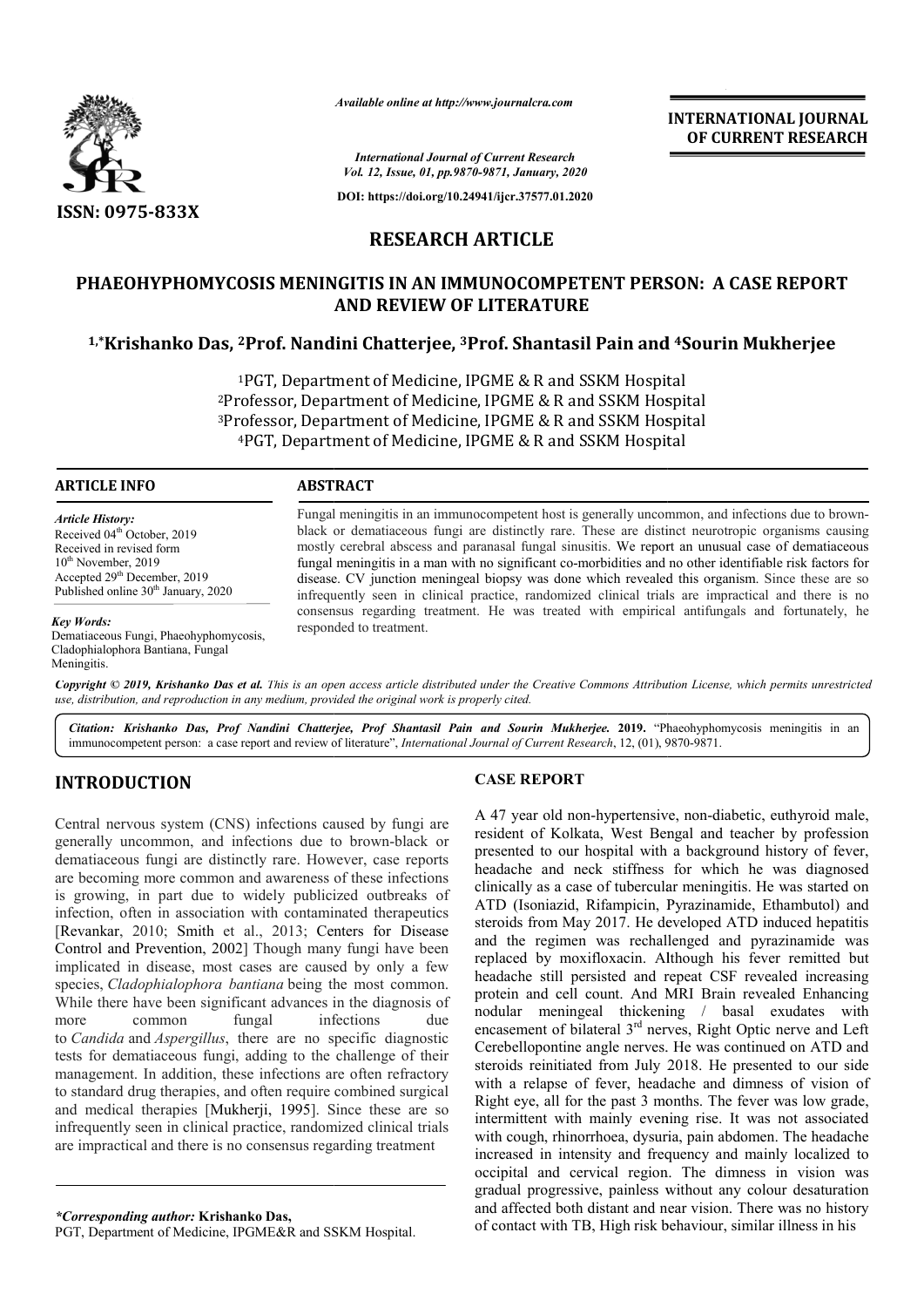# RESEARCH ARTICLE

## PHAEOHYPHOMYCOSIS MENINGITIS IN AN IMMUNOCOMPETENT PERSON: A CASE REPORT AND REVIEW OF LITERATURE

**[1,*]Krishanko Das, [2]Prof. Nandini Chatterjee, [3]Prof. Shantasil Pain and [4]Sourin Mukherjee**

[1]PGT, Department of Medicine, IPGME & R and SSKM Hospital
[2]Professor, Department of Medicine, IPGME & R and SSKM Hospital
[3]Professor, Department of Medicine, IPGME & R and SSKM Hospital
[4]PGT, Department of Medicine, IPGME & R and SSKM Hospital

### ARTICLE INFO

*Article History:*
Received 04[th] October, 2019
Received in revised form
10[th] November, 2019
Accepted 29[th] December, 2019
Published online 30[th] January, 2020

*Key Words:*
Dematiaceous Fungi, Phaeohyphomycosis, Cladophialophora Bantiana, Fungal Meningitis.

### ABSTRACT

Fungal meningitis in an immunocompetent host is generally uncommon, and infections due to brown-black or dematiaceous fungi are distinctly rare. These are distinct neurotropic organisms causing mostly cerebral abscess and paranasal fungal sinusitis. We report an unusual case of dematiaceous fungal meningitis in a man with no significant co-morbidities and no other identifiable risk factors for disease. CV junction meningeal biopsy was done which revealed this organism. Since these are so infrequently seen in clinical practice, randomized clinical trials are impractical and there is no consensus regarding treatment. He was treated with empirical antifungals and fortunately, he responded to treatment.

*Copyright © 2019, Krishanko Das et al. This is an open access article distributed under the Creative Commons Attribution License, which permits unrestricted use, distribution, and reproduction in any medium, provided the original work is properly cited.*

*Citation: Krishanko Das, Prof Nandini Chatterjee, Prof Shantasil Pain and Sourin Mukherjee.* **2019.** "Phaeohyphomycosis meningitis in an immunocompetent person: a case report and review of literature", *International Journal of Current Research*, 12, (01), 9870-9871.

## INTRODUCTION

Central nervous system (CNS) infections caused by fungi are generally uncommon, and infections due to brown-black or dematiaceous fungi are distinctly rare. However, case reports are becoming more common and awareness of these infections is growing, in part due to widely publicized outbreaks of infection, often in association with contaminated therapeutics [Revankar, 2010; Smith et al., 2013; Centers for Disease Control and Prevention, 2002] Though many fungi have been implicated in disease, most cases are caused by only a few species, *Cladophialophora bantiana* being the most common. While there have been significant advances in the diagnosis of more common fungal infections due to *Candida* and *Aspergillus*, there are no specific diagnostic tests for dematiaceous fungi, adding to the challenge of their management. In addition, these infections are often refractory to standard drug therapies, and often require combined surgical and medical therapies [Mukherji, 1995]. Since these are so infrequently seen in clinical practice, randomized clinical trials are impractical and there is no consensus regarding treatment

## CASE REPORT

A 47 year old non-hypertensive, non-diabetic, euthyroid male, resident of Kolkata, West Bengal and teacher by profession presented to our hospital with a background history of fever, headache and neck stiffness for which he was diagnosed clinically as a case of tubercular meningitis. He was started on ATD (Isoniazid, Rifampicin, Pyrazinamide, Ethambutol) and steroids from May 2017. He developed ATD induced hepatitis and the regimen was rechallenged and pyrazinamide was replaced by moxifloxacin. Although his fever remitted but headache still persisted and repeat CSF revealed increasing protein and cell count. And MRI Brain revealed Enhancing nodular meningeal thickening / basal exudates with encasement of bilateral 3[rd] nerves, Right Optic nerve and Left Cerebellopontine angle nerves. He was continued on ATD and steroids reinitiated from July 2018. He presented to our side with a relapse of fever, headache and dimness of vision of Right eye, all for the past 3 months. The fever was low grade, intermittent with mainly evening rise. It was not associated with cough, rhinorrhoea, dysuria, pain abdomen. The headache increased in intensity and frequency and mainly localized to occipital and cervical region. The dimness in vision was gradual progressive, painless without any colour desaturation and affected both distant and near vision. There was no history of contact with TB, High risk behaviour, similar illness in his

*\*Corresponding author:* **Krishanko Das,**
PGT, Department of Medicine, IPGME&R and SSKM Hospital.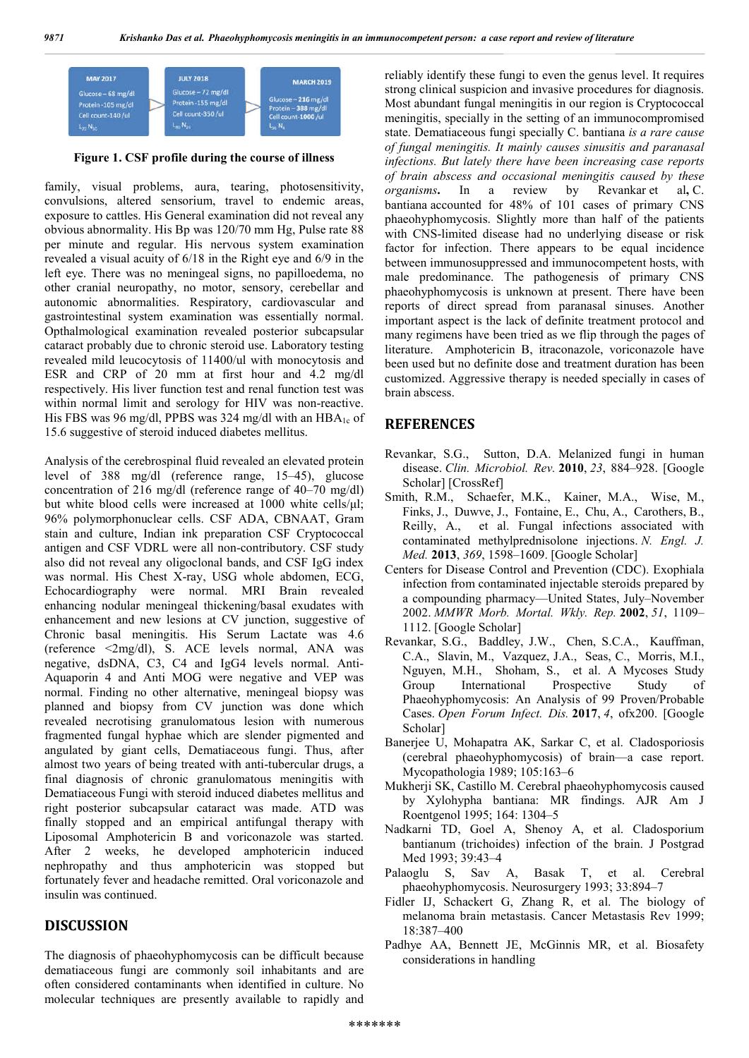MAY 2017

Glucose – 68 mg/dl

Protein-105 mg/dl

Cell count-140 /ul

$L_{70}$ $N_{30}$

JULY 2018

Glucose – 72 mg/dl

Protein-155 mg/dl

Cell count-350 /ul

$L_{80}$ $N_{20}$

MARCH 2019

Glucose – 216 mg/dl

Protein – 388 mg/dl

Cell count-1000 /ul

$L_{96}$ $N_{4}$

**Figure 1. CSF profile during the course of illness**

family, visual problems, aura, tearing, photosensitivity, convulsions, altered sensorium, travel to endemic areas, exposure to cattles. His General examination did not reveal any obvious abnormality. His Bp was 120/70 mm Hg, Pulse rate 88 per minute and regular. His nervous system examination revealed a visual acuity of 6/18 in the Right eye and 6/9 in the left eye. There was no meningeal signs, no papilloedema, no other cranial neuropathy, no motor, sensory, cerebellar and autonomic abnormalities. Respiratory, cardiovascular and gastrointestinal system examination was essentially normal. Opthalmological examination revealed posterior subcapsular cataract probably due to chronic steroid use. Laboratory testing revealed mild leucocytosis of 11400/ul with monocytosis and ESR and CRP of 20 mm at first hour and 4.2 mg/dl respectively. His liver function test and renal function test was within normal limit and serology for HIV was non-reactive. His FBS was 96 mg/dl, PPBS was 324 mg/dl with an $HBA_{1c}$ of 15.6 suggestive of steroid induced diabetes mellitus.

Analysis of the cerebrospinal fluid revealed an elevated protein level of 388 mg/dl (reference range, 15–45), glucose concentration of 216 mg/dl (reference range of 40–70 mg/dl) but white blood cells were increased at 1000 white cells/µl; 96% polymorphonuclear cells. CSF ADA, CBNAAT, Gram stain and culture, Indian ink preparation CSF Cryptococcal antigen and CSF VDRL were all non-contributory. CSF study also did not reveal any oligoclonal bands, and CSF IgG index was normal. His Chest X-ray, USG whole abdomen, ECG, Echocardiography were normal. MRI Brain revealed enhancing nodular meningeal thickening/basal exudates with enhancement and new lesions at CV junction, suggestive of Chronic basal meningitis. His Serum Lactate was 4.6 (reference <2mg/dl), S. ACE levels normal, ANA was negative, dsDNA, C3, C4 and IgG4 levels normal. Anti-Aquaporin 4 and Anti MOG were negative and VEP was normal. Finding no other alternative, meningeal biopsy was planned and biopsy from CV junction was done which revealed necrotising granulomatous lesion with numerous fragmented fungal hyphae which are slender pigmented and angulated by giant cells, Dematiaceous fungi. Thus, after almost two years of being treated with anti-tubercular drugs, a final diagnosis of chronic granulomatous meningitis with Dematiaceous Fungi with steroid induced diabetes mellitus and right posterior subcapsular cataract was made. ATD was finally stopped and an empirical antifungal therapy with Liposomal Amphotericin B and voriconazole was started. After 2 weeks, he developed amphotericin induced nephropathy and thus amphotericin was stopped but fortunately fever and headache remitted. Oral voriconazole and insulin was continued.

## DISCUSSION

The diagnosis of phaeohyphomycosis can be difficult because dematiaceous fungi are commonly soil inhabitants and are often considered contaminants when identified in culture. No molecular techniques are presently available to rapidly and reliably identify these fungi to even the genus level. It requires strong clinical suspicion and invasive procedures for diagnosis. Most abundant fungal meningitis in our region is Cryptococcal meningitis, specially in the setting of an immunocompromised state. Dematiaceous fungi specially C. bantiana *is a rare cause of fungal meningitis. It mainly causes sinusitis and paranasal infections. But lately there have been increasing case reports of brain abscess and occasional meningitis caused by these organisms***.** In a review by Revankar et al**,** C. bantiana accounted for 48% of 101 cases of primary CNS phaeohyphomycosis. Slightly more than half of the patients with CNS-limited disease had no underlying disease or risk factor for infection. There appears to be equal incidence between immunosuppressed and immunocompetent hosts, with male predominance. The pathogenesis of primary CNS phaeohyphomycosis is unknown at present. There have been reports of direct spread from paranasal sinuses. Another important aspect is the lack of definite treatment protocol and many regimens have been tried as we flip through the pages of literature. Amphotericin B, itraconazole, voriconazole have been used but no definite dose and treatment duration has been customized. Aggressive therapy is needed specially in cases of brain abscess.

## REFERENCES

Revankar, S.G., Sutton, D.A. Melanized fungi in human disease. *Clin. Microbiol. Rev.* **2010**, *23*, 884–928. [Google Scholar] [CrossRef]

Smith, R.M., Schaefer, M.K., Kainer, M.A., Wise, M., Finks, J., Duwve, J., Fontaine, E., Chu, A., Carothers, B., Reilly, A., et al. Fungal infections associated with contaminated methylprednisolone injections. *N. Engl. J. Med.* **2013**, *369*, 1598–1609. [Google Scholar]

Centers for Disease Control and Prevention (CDC). Exophiala infection from contaminated injectable steroids prepared by a compounding pharmacy—United States, July–November 2002. *MMWR Morb. Mortal. Wkly. Rep.* **2002**, *51*, 1109–1112. [Google Scholar]

Revankar, S.G., Baddley, J.W., Chen, S.C.A., Kauffman, C.A., Slavin, M., Vazquez, J.A., Seas, C., Morris, M.I., Nguyen, M.H., Shoham, S., et al. A Mycoses Study Group International Prospective Study of Phaeohyphomycosis: An Analysis of 99 Proven/Probable Cases. *Open Forum Infect. Dis.* **2017**, *4*, ofx200. [Google Scholar]

Banerjee U, Mohapatra AK, Sarkar C, et al. Cladosporiosis (cerebral phaeohyphomycosis) of brain—a case report. Mycopathologia 1989; 105:163–6

Mukherji SK, Castillo M. Cerebral phaeohyphomycosis caused by Xylohypha bantiana: MR findings. AJR Am J Roentgenol 1995; 164: 1304–5

Nadkarni TD, Goel A, Shenoy A, et al. Cladosporium bantianum (trichoides) infection of the brain. J Postgrad Med 1993; 39:43–4

Palaoglu S, Sav A, Basak T, et al. Cerebral phaeohyphomycosis. Neurosurgery 1993; 33:894–7

Fidler IJ, Schackert G, Zhang R, et al. The biology of melanoma brain metastasis. Cancer Metastasis Rev 1999; 18:387–400

Padhye AA, Bennett JE, McGinnis MR, et al. Biosafety considerations in handling

\*\*\*\*\*\*\*